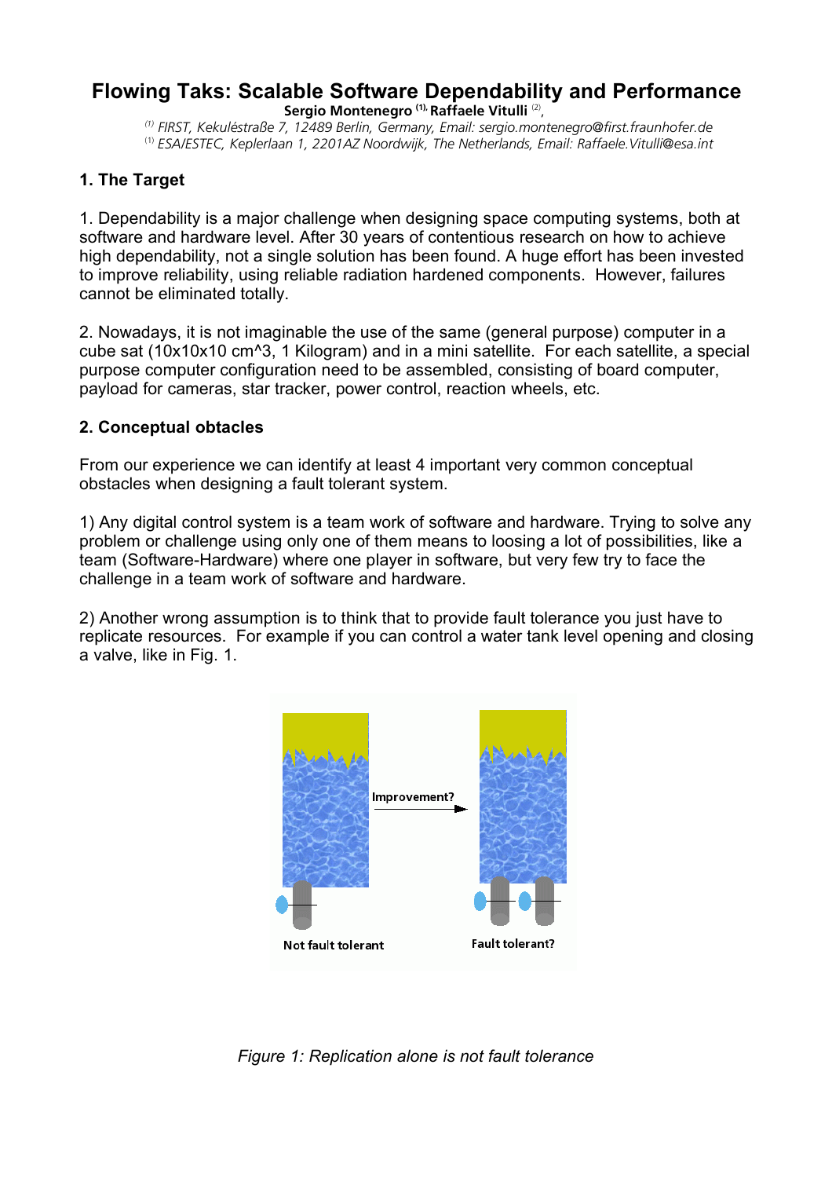# Flowing Taks: Scalable Software Dependability and Performance

**Sergio Montenegro** [(1)], **Raffaele Vitulli** [(2)],

[(1)] *FIRST, Kekuléstraße 7, 12489 Berlin, Germany, Email: sergio.montenegro@first.fraunhofer.de*

[(1)] *ESA/ESTEC, Keplerlaan 1, 2201AZ Noordwijk, The Netherlands, Email: Raffaele.Vitulli@esa.int*

## 1. The Target

1. Dependability is a major challenge when designing space computing systems, both at software and hardware level. After 30 years of contentious research on how to achieve high dependability, not a single solution has been found. A huge effort has been invested to improve reliability, using reliable radiation hardened components. However, failures cannot be eliminated totally.

2. Nowadays, it is not imaginable the use of the same (general purpose) computer in a cube sat (10x10x10 cm^3, 1 Kilogram) and in a mini satellite. For each satellite, a special purpose computer configuration need to be assembled, consisting of board computer, payload for cameras, star tracker, power control, reaction wheels, etc.

## 2. Conceptual obtacles

From our experience we can identify at least 4 important very common conceptual obstacles when designing a fault tolerant system.

1) Any digital control system is a team work of software and hardware. Trying to solve any problem or challenge using only one of them means to loosing a lot of possibilities, like a team (Software-Hardware) where one player in software, but very few try to face the challenge in a team work of software and hardware.

2) Another wrong assumption is to think that to provide fault tolerance you just have to replicate resources. For example if you can control a water tank level opening and closing a valve, like in Fig. 1.

Not fault tolerant

Improvement?

Fault tolerant?

*Figure 1: Replication alone is not fault tolerance*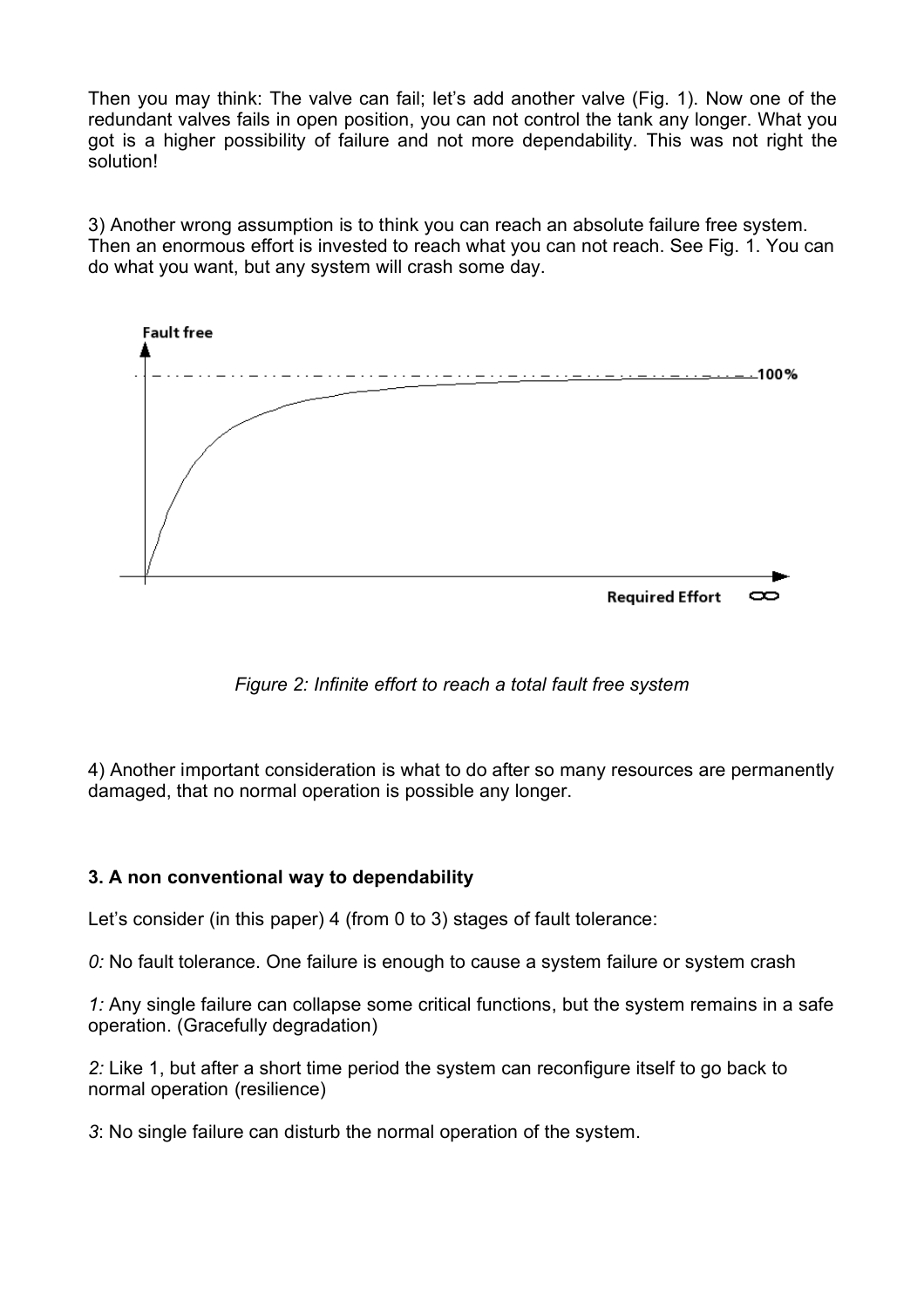Then you may think: The valve can fail; let's add another valve (Fig. 1). Now one of the redundant valves fails in open position, you can not control the tank any longer. What you got is a higher possibility of failure and not more dependability. This was not right the solution!

3) Another wrong assumption is to think you can reach an absolute failure free system. Then an enormous effort is invested to reach what you can not reach. See Fig. 1. You can do what you want, but any system will crash some day.

*Figure 2: Infinite effort to reach a total fault free system*

4) Another important consideration is what to do after so many resources are permanently damaged, that no normal operation is possible any longer.

### 3. A non conventional way to dependability

Let's consider (in this paper) 4 (from 0 to 3) stages of fault tolerance:

*0:* No fault tolerance. One failure is enough to cause a system failure or system crash

*1:* Any single failure can collapse some critical functions, but the system remains in a safe operation. (Gracefully degradation)

*2:* Like 1, but after a short time period the system can reconfigure itself to go back to normal operation (resilience)

*3*: No single failure can disturb the normal operation of the system.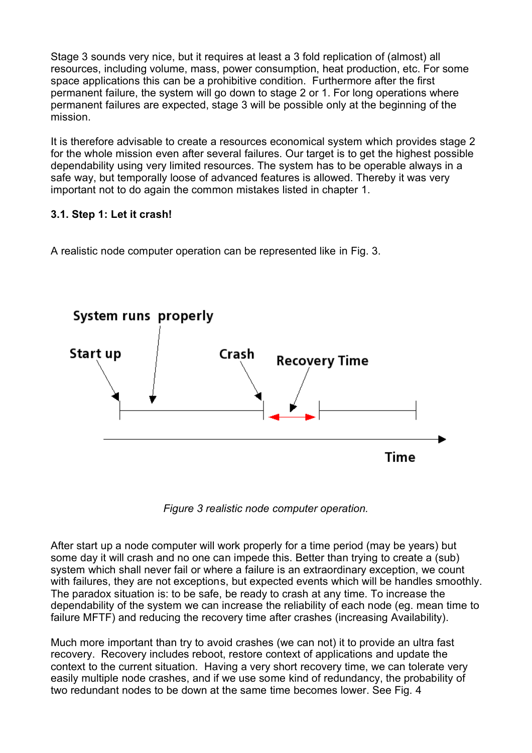Stage 3 sounds very nice, but it requires at least a 3 fold replication of (almost) all resources, including volume, mass, power consumption, heat production, etc. For some space applications this can be a prohibitive condition. Furthermore after the first permanent failure, the system will go down to stage 2 or 1. For long operations where permanent failures are expected, stage 3 will be possible only at the beginning of the mission.

It is therefore advisable to create a resources economical system which provides stage 2 for the whole mission even after several failures. Our target is to get the highest possible dependability using very limited resources. The system has to be operable always in a safe way, but temporally loose of advanced features is allowed. Thereby it was very important not to do again the common mistakes listed in chapter 1.

### 3.1. Step 1: Let it crash!

A realistic node computer operation can be represented like in Fig. 3.

*Figure 3 realistic node computer operation.*

After start up a node computer will work properly for a time period (may be years) but some day it will crash and no one can impede this. Better than trying to create a (sub) system which shall never fail or where a failure is an extraordinary exception, we count with failures, they are not exceptions, but expected events which will be handles smoothly. The paradox situation is: to be safe, be ready to crash at any time. To increase the dependability of the system we can increase the reliability of each node (eg. mean time to failure MFTF) and reducing the recovery time after crashes (increasing Availability).

Much more important than try to avoid crashes (we can not) it to provide an ultra fast recovery. Recovery includes reboot, restore context of applications and update the context to the current situation. Having a very short recovery time, we can tolerate very easily multiple node crashes, and if we use some kind of redundancy, the probability of two redundant nodes to be down at the same time becomes lower. See Fig. 4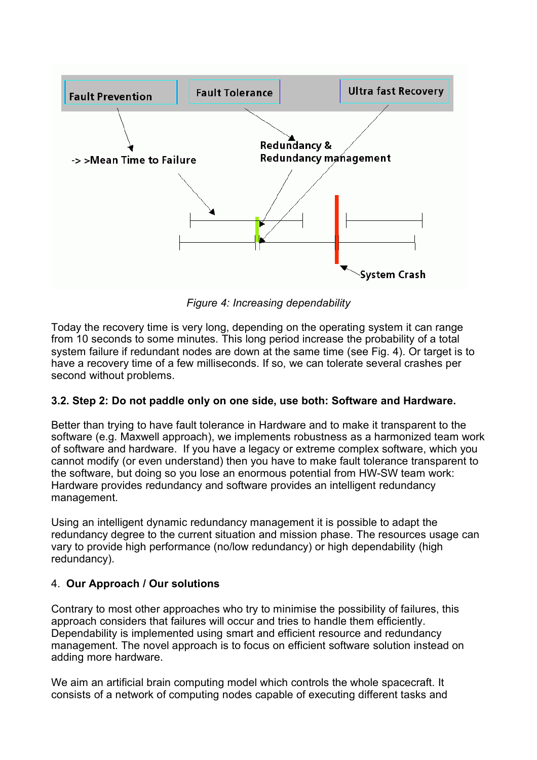Fault Prevention

Fault Tolerance

Ultra fast Recovery

-> >Mean Time to Failure

Redundancy & Redundancy management

System Crash

*Figure 4: Increasing dependability*

Today the recovery time is very long, depending on the operating system it can range from 10 seconds to some minutes. This long period increase the probability of a total system failure if redundant nodes are down at the same time (see Fig. 4). Or target is to have a recovery time of a few milliseconds. If so, we can tolerate several crashes per second without problems.

### 3.2. Step 2: Do not paddle only on one side, use both: Software and Hardware.

Better than trying to have fault tolerance in Hardware and to make it transparent to the software (e.g. Maxwell approach), we implements robustness as a harmonized team work of software and hardware. If you have a legacy or extreme complex software, which you cannot modify (or even understand) then you have to make fault tolerance transparent to the software, but doing so you lose an enormous potential from HW-SW team work: Hardware provides redundancy and software provides an intelligent redundancy management.

Using an intelligent dynamic redundancy management it is possible to adapt the redundancy degree to the current situation and mission phase. The resources usage can vary to provide high performance (no/low redundancy) or high dependability (high redundancy).

## 4. Our Approach / Our solutions

Contrary to most other approaches who try to minimise the possibility of failures, this approach considers that failures will occur and tries to handle them efficiently. Dependability is implemented using smart and efficient resource and redundancy management. The novel approach is to focus on efficient software solution instead on adding more hardware.

We aim an artificial brain computing model which controls the whole spacecraft. It consists of a network of computing nodes capable of executing different tasks and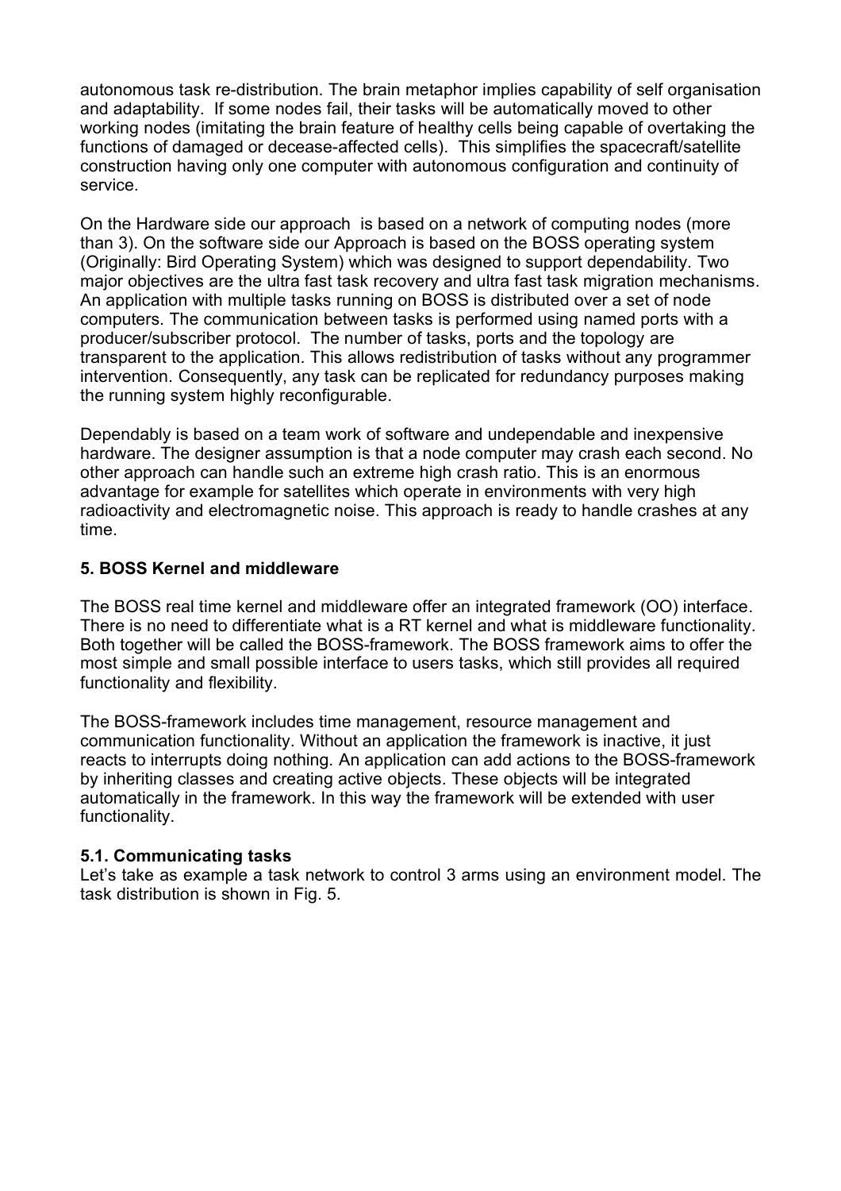autonomous task re-distribution. The brain metaphor implies capability of self organisation and adaptability. If some nodes fail, their tasks will be automatically moved to other working nodes (imitating the brain feature of healthy cells being capable of overtaking the functions of damaged or decease-affected cells). This simplifies the spacecraft/satellite construction having only one computer with autonomous configuration and continuity of service.

On the Hardware side our approach is based on a network of computing nodes (more than 3). On the software side our Approach is based on the BOSS operating system (Originally: Bird Operating System) which was designed to support dependability. Two major objectives are the ultra fast task recovery and ultra fast task migration mechanisms. An application with multiple tasks running on BOSS is distributed over a set of node computers. The communication between tasks is performed using named ports with a producer/subscriber protocol. The number of tasks, ports and the topology are transparent to the application. This allows redistribution of tasks without any programmer intervention. Consequently, any task can be replicated for redundancy purposes making the running system highly reconfigurable.

Dependably is based on a team work of software and undependable and inexpensive hardware. The designer assumption is that a node computer may crash each second. No other approach can handle such an extreme high crash ratio. This is an enormous advantage for example for satellites which operate in environments with very high radioactivity and electromagnetic noise. This approach is ready to handle crashes at any time.

### 5. BOSS Kernel and middleware

The BOSS real time kernel and middleware offer an integrated framework (OO) interface. There is no need to differentiate what is a RT kernel and what is middleware functionality. Both together will be called the BOSS-framework. The BOSS framework aims to offer the most simple and small possible interface to users tasks, which still provides all required functionality and flexibility.

The BOSS-framework includes time management, resource management and communication functionality. Without an application the framework is inactive, it just reacts to interrupts doing nothing. An application can add actions to the BOSS-framework by inheriting classes and creating active objects. These objects will be integrated automatically in the framework. In this way the framework will be extended with user functionality.

#### 5.1. Communicating tasks

Let's take as example a task network to control 3 arms using an environment model. The task distribution is shown in Fig. 5.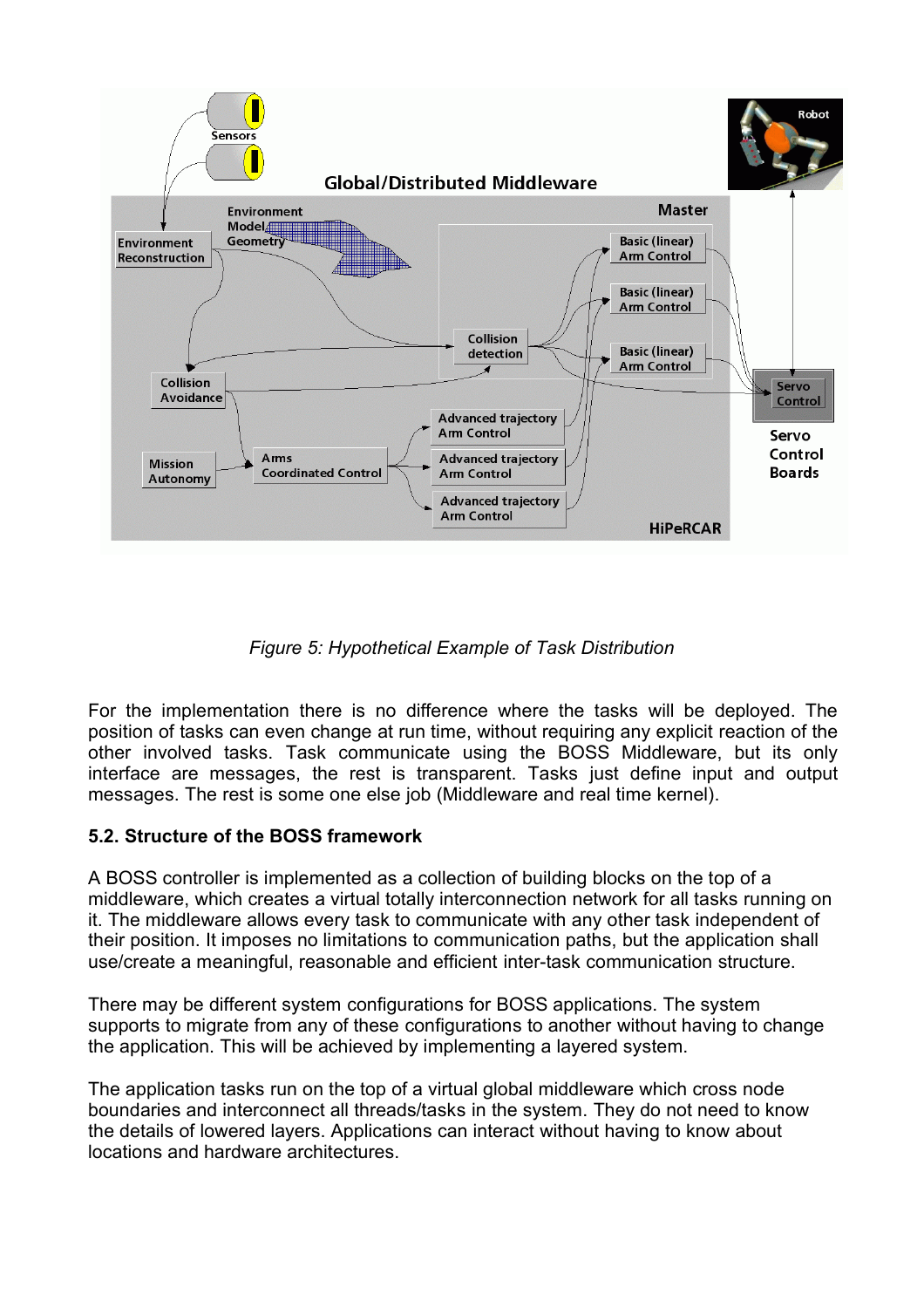*Figure 5: Hypothetical Example of Task Distribution*

For the implementation there is no difference where the tasks will be deployed. The position of tasks can even change at run time, without requiring any explicit reaction of the other involved tasks. Task communicate using the BOSS Middleware, but its only interface are messages, the rest is transparent. Tasks just define input and output messages. The rest is some one else job (Middleware and real time kernel).

### 5.2. Structure of the BOSS framework

A BOSS controller is implemented as a collection of building blocks on the top of a middleware, which creates a virtual totally interconnection network for all tasks running on it. The middleware allows every task to communicate with any other task independent of their position. It imposes no limitations to communication paths, but the application shall use/create a meaningful, reasonable and efficient inter-task communication structure.

There may be different system configurations for BOSS applications. The system supports to migrate from any of these configurations to another without having to change the application. This will be achieved by implementing a layered system.

The application tasks run on the top of a virtual global middleware which cross node boundaries and interconnect all threads/tasks in the system. They do not need to know the details of lowered layers. Applications can interact without having to know about locations and hardware architectures.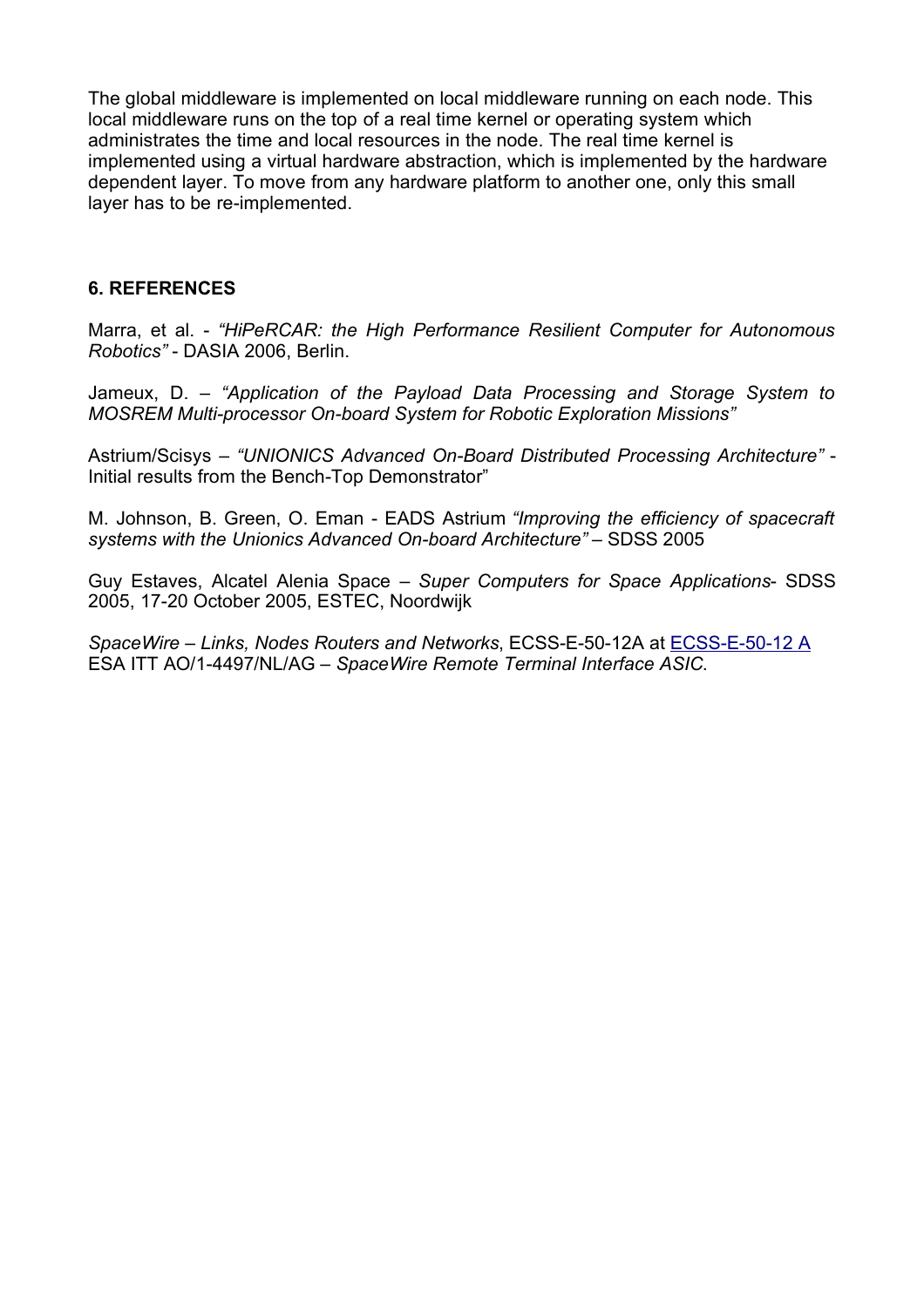The global middleware is implemented on local middleware running on each node. This local middleware runs on the top of a real time kernel or operating system which administrates the time and local resources in the node. The real time kernel is implemented using a virtual hardware abstraction, which is implemented by the hardware dependent layer. To move from any hardware platform to another one, only this small layer has to be re-implemented.

## 6. REFERENCES

Marra, et al. - *"HiPeRCAR: the High Performance Resilient Computer for Autonomous Robotics"* - DASIA 2006, Berlin.

Jameux, D. – *"Application of the Payload Data Processing and Storage System to MOSREM Multi-processor On-board System for Robotic Exploration Missions"*

Astrium/Scisys – *"UNIONICS Advanced On-Board Distributed Processing Architecture"* - Initial results from the Bench-Top Demonstrator"

M. Johnson, B. Green, O. Eman - EADS Astrium *"Improving the efficiency of spacecraft systems with the Unionics Advanced On-board Architecture"* – SDSS 2005

Guy Estaves, Alcatel Alenia Space – *Super Computers for Space Applications*- SDSS 2005, 17-20 October 2005, ESTEC, Noordwijk

*SpaceWire – Links, Nodes Routers and Networks*, ECSS-E-50-12A at ECSS-E-50-12 A
ESA ITT AO/1-4497/NL/AG – *SpaceWire Remote Terminal Interface ASIC*.